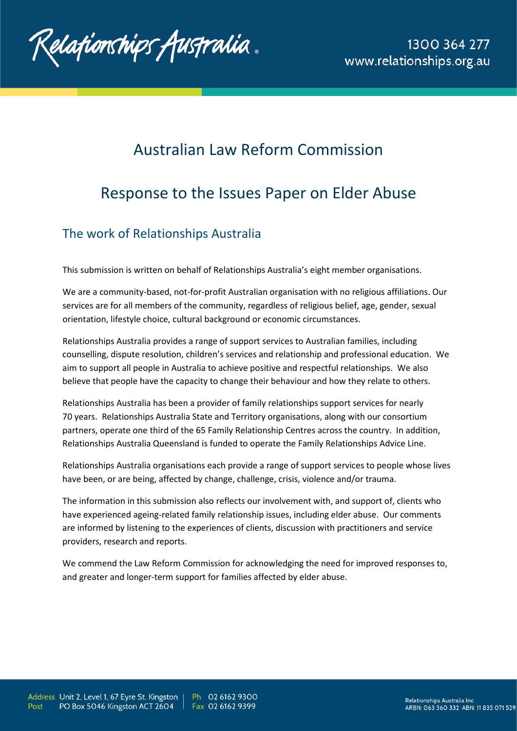# Australian Law Reform Commission

# Response to the Issues Paper on Elder Abuse

## The work of Relationships Australia

This submission is written on behalf of Relationships Australia's eight member organisations.

We are a community-based, not-for-profit Australian organisation with no religious affiliations. Our services are for all members of the community, regardless of religious belief, age, gender, sexual orientation, lifestyle choice, cultural background or economic circumstances.

Relationships Australia provides a range of support services to Australian families, including counselling, dispute resolution, children's services and relationship and professional education. We aim to support all people in Australia to achieve positive and respectful relationships. We also believe that people have the capacity to change their behaviour and how they relate to others.

Relationships Australia has been a provider of family relationships support services for nearly 70 years. Relationships Australia State and Territory organisations, along with our consortium partners, operate one third of the 65 Family Relationship Centres across the country. In addition, Relationships Australia Queensland is funded to operate the Family Relationships Advice Line.

Relationships Australia organisations each provide a range of support services to people whose lives have been, or are being, affected by change, challenge, crisis, violence and/or trauma.

The information in this submission also reflects our involvement with, and support of, clients who have experienced ageing-related family relationship issues, including elder abuse. Our comments are informed by listening to the experiences of clients, discussion with practitioners and service providers, research and reports.

We commend the Law Reform Commission for acknowledging the need for improved responses to, and greater and longer-term support for families affected by elder abuse.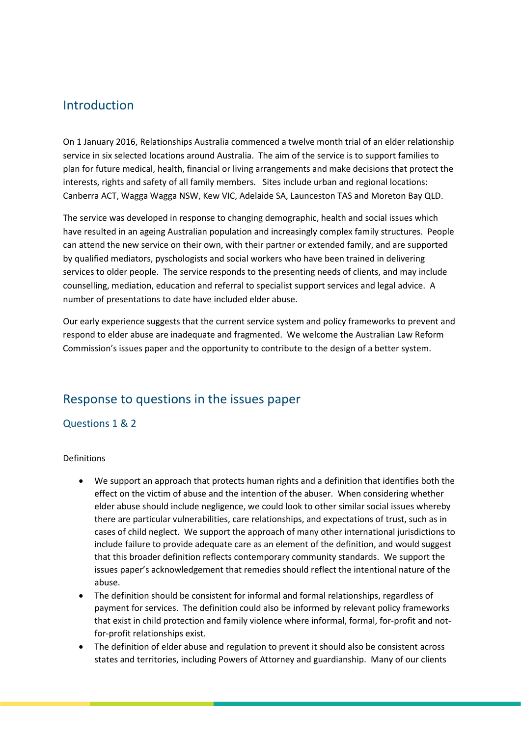## Introduction

On 1 January 2016, Relationships Australia commenced a twelve month trial of an elder relationship service in six selected locations around Australia. The aim of the service is to support families to plan for future medical, health, financial or living arrangements and make decisions that protect the interests, rights and safety of all family members. Sites include urban and regional locations: Canberra ACT, Wagga Wagga NSW, Kew VIC, Adelaide SA, Launceston TAS and Moreton Bay QLD.

The service was developed in response to changing demographic, health and social issues which have resulted in an ageing Australian population and increasingly complex family structures. People can attend the new service on their own, with their partner or extended family, and are supported by qualified mediators, pyschologists and social workers who have been trained in delivering services to older people. The service responds to the presenting needs of clients, and may include counselling, mediation, education and referral to specialist support services and legal advice. A number of presentations to date have included elder abuse.

Our early experience suggests that the current service system and policy frameworks to prevent and respond to elder abuse are inadequate and fragmented. We welcome the Australian Law Reform Commission's issues paper and the opportunity to contribute to the design of a better system.

## Response to questions in the issues paper

### Questions 1 & 2

Definitions

- We support an approach that protects human rights and a definition that identifies both the effect on the victim of abuse and the intention of the abuser. When considering whether elder abuse should include negligence, we could look to other similar social issues whereby there are particular vulnerabilities, care relationships, and expectations of trust, such as in cases of child neglect. We support the approach of many other international jurisdictions to include failure to provide adequate care as an element of the definition, and would suggest that this broader definition reflects contemporary community standards. We support the issues paper's acknowledgement that remedies should reflect the intentional nature of the abuse.
- The definition should be consistent for informal and formal relationships, regardless of payment for services. The definition could also be informed by relevant policy frameworks that exist in child protection and family violence where informal, formal, for-profit and not-for-profit relationships exist.
- The definition of elder abuse and regulation to prevent it should also be consistent across states and territories, including Powers of Attorney and guardianship. Many of our clients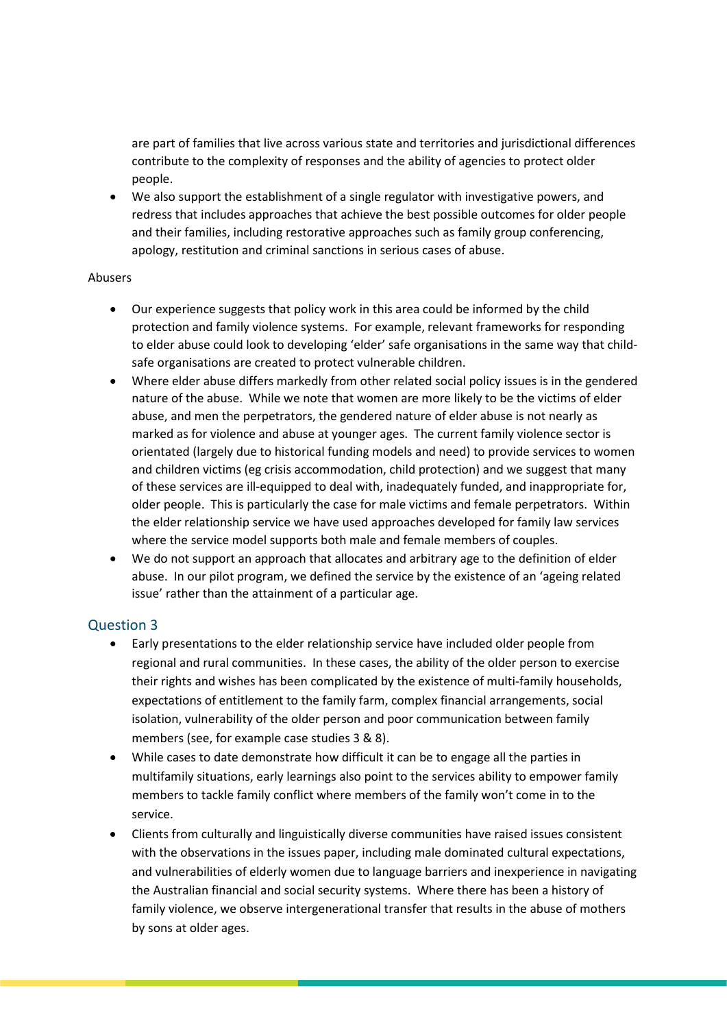are part of families that live across various state and territories and jurisdictional differences contribute to the complexity of responses and the ability of agencies to protect older people.

- We also support the establishment of a single regulator with investigative powers, and redress that includes approaches that achieve the best possible outcomes for older people and their families, including restorative approaches such as family group conferencing, apology, restitution and criminal sanctions in serious cases of abuse.

Abusers

- Our experience suggests that policy work in this area could be informed by the child protection and family violence systems. For example, relevant frameworks for responding to elder abuse could look to developing 'elder' safe organisations in the same way that child-safe organisations are created to protect vulnerable children.
- Where elder abuse differs markedly from other related social policy issues is in the gendered nature of the abuse. While we note that women are more likely to be the victims of elder abuse, and men the perpetrators, the gendered nature of elder abuse is not nearly as marked as for violence and abuse at younger ages. The current family violence sector is orientated (largely due to historical funding models and need) to provide services to women and children victims (eg crisis accommodation, child protection) and we suggest that many of these services are ill-equipped to deal with, inadequately funded, and inappropriate for, older people. This is particularly the case for male victims and female perpetrators. Within the elder relationship service we have used approaches developed for family law services where the service model supports both male and female members of couples.
- We do not support an approach that allocates and arbitrary age to the definition of elder abuse. In our pilot program, we defined the service by the existence of an 'ageing related issue' rather than the attainment of a particular age.

## Question 3

- Early presentations to the elder relationship service have included older people from regional and rural communities. In these cases, the ability of the older person to exercise their rights and wishes has been complicated by the existence of multi-family households, expectations of entitlement to the family farm, complex financial arrangements, social isolation, vulnerability of the older person and poor communication between family members (see, for example case studies 3 & 8).
- While cases to date demonstrate how difficult it can be to engage all the parties in multifamily situations, early learnings also point to the services ability to empower family members to tackle family conflict where members of the family won't come in to the service.
- Clients from culturally and linguistically diverse communities have raised issues consistent with the observations in the issues paper, including male dominated cultural expectations, and vulnerabilities of elderly women due to language barriers and inexperience in navigating the Australian financial and social security systems. Where there has been a history of family violence, we observe intergenerational transfer that results in the abuse of mothers by sons at older ages.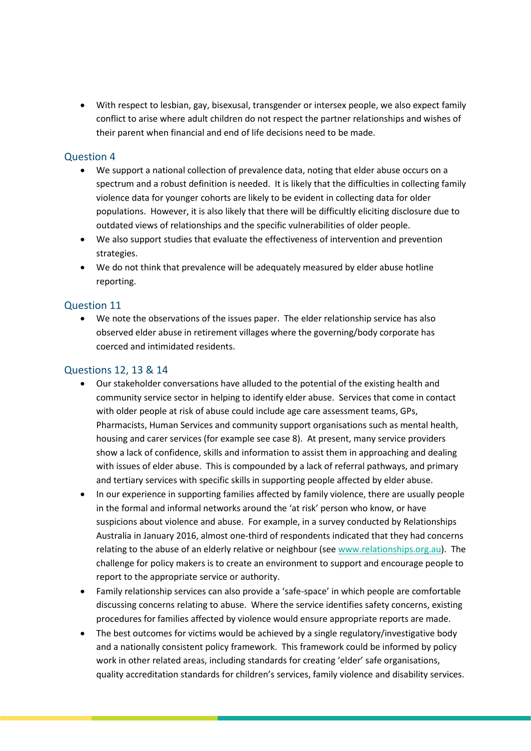- With respect to lesbian, gay, bisexual, transgender or intersex people, we also expect family conflict to arise where adult children do not respect the partner relationships and wishes of their parent when financial and end of life decisions need to be made.

## Question 4

- We support a national collection of prevalence data, noting that elder abuse occurs on a spectrum and a robust definition is needed. It is likely that the difficulties in collecting family violence data for younger cohorts are likely to be evident in collecting data for older populations. However, it is also likely that there will be difficultly eliciting disclosure due to outdated views of relationships and the specific vulnerabilities of older people.
- We also support studies that evaluate the effectiveness of intervention and prevention strategies.
- We do not think that prevalence will be adequately measured by elder abuse hotline reporting.

## Question 11

- We note the observations of the issues paper. The elder relationship service has also observed elder abuse in retirement villages where the governing/body corporate has coerced and intimidated residents.

## Questions 12, 13 & 14

- Our stakeholder conversations have alluded to the potential of the existing health and community service sector in helping to identify elder abuse. Services that come in contact with older people at risk of abuse could include age care assessment teams, GPs, Pharmacists, Human Services and community support organisations such as mental health, housing and carer services (for example see case 8). At present, many service providers show a lack of confidence, skills and information to assist them in approaching and dealing with issues of elder abuse. This is compounded by a lack of referral pathways, and primary and tertiary services with specific skills in supporting people affected by elder abuse.
- In our experience in supporting families affected by family violence, there are usually people in the formal and informal networks around the 'at risk' person who know, or have suspicions about violence and abuse. For example, in a survey conducted by Relationships Australia in January 2016, almost one-third of respondents indicated that they had concerns relating to the abuse of an elderly relative or neighbour (see www.relationships.org.au). The challenge for policy makers is to create an environment to support and encourage people to report to the appropriate service or authority.
- Family relationship services can also provide a 'safe-space' in which people are comfortable discussing concerns relating to abuse. Where the service identifies safety concerns, existing procedures for families affected by violence would ensure appropriate reports are made.
- The best outcomes for victims would be achieved by a single regulatory/investigative body and a nationally consistent policy framework. This framework could be informed by policy work in other related areas, including standards for creating 'elder' safe organisations, quality accreditation standards for children's services, family violence and disability services.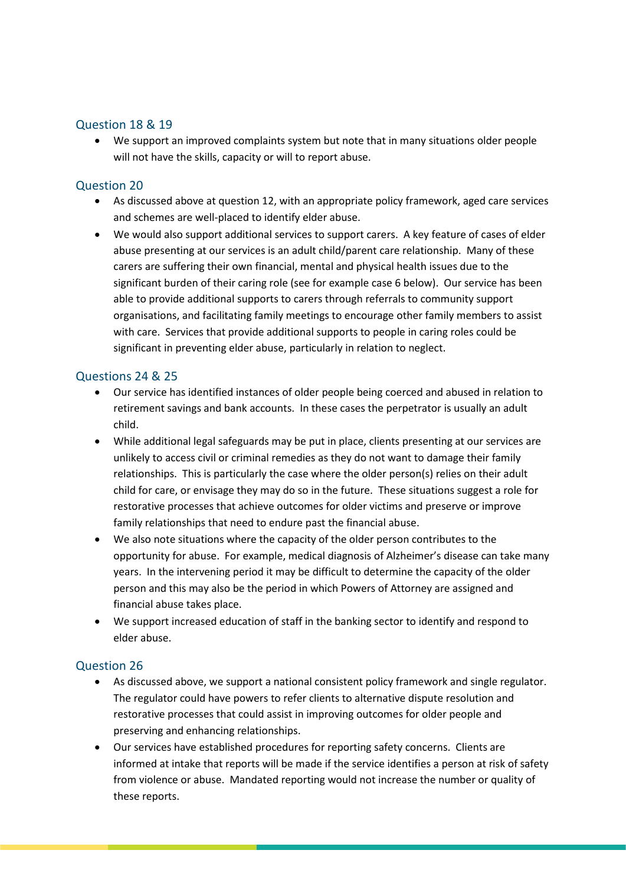## Question 18 & 19

- We support an improved complaints system but note that in many situations older people will not have the skills, capacity or will to report abuse.

## Question 20

- As discussed above at question 12, with an appropriate policy framework, aged care services and schemes are well-placed to identify elder abuse.
- We would also support additional services to support carers. A key feature of cases of elder abuse presenting at our services is an adult child/parent care relationship. Many of these carers are suffering their own financial, mental and physical health issues due to the significant burden of their caring role (see for example case 6 below). Our service has been able to provide additional supports to carers through referrals to community support organisations, and facilitating family meetings to encourage other family members to assist with care. Services that provide additional supports to people in caring roles could be significant in preventing elder abuse, particularly in relation to neglect.

## Questions 24 & 25

- Our service has identified instances of older people being coerced and abused in relation to retirement savings and bank accounts. In these cases the perpetrator is usually an adult child.
- While additional legal safeguards may be put in place, clients presenting at our services are unlikely to access civil or criminal remedies as they do not want to damage their family relationships. This is particularly the case where the older person(s) relies on their adult child for care, or envisage they may do so in the future. These situations suggest a role for restorative processes that achieve outcomes for older victims and preserve or improve family relationships that need to endure past the financial abuse.
- We also note situations where the capacity of the older person contributes to the opportunity for abuse. For example, medical diagnosis of Alzheimer's disease can take many years. In the intervening period it may be difficult to determine the capacity of the older person and this may also be the period in which Powers of Attorney are assigned and financial abuse takes place.
- We support increased education of staff in the banking sector to identify and respond to elder abuse.

## Question 26

- As discussed above, we support a national consistent policy framework and single regulator. The regulator could have powers to refer clients to alternative dispute resolution and restorative processes that could assist in improving outcomes for older people and preserving and enhancing relationships.
- Our services have established procedures for reporting safety concerns. Clients are informed at intake that reports will be made if the service identifies a person at risk of safety from violence or abuse. Mandated reporting would not increase the number or quality of these reports.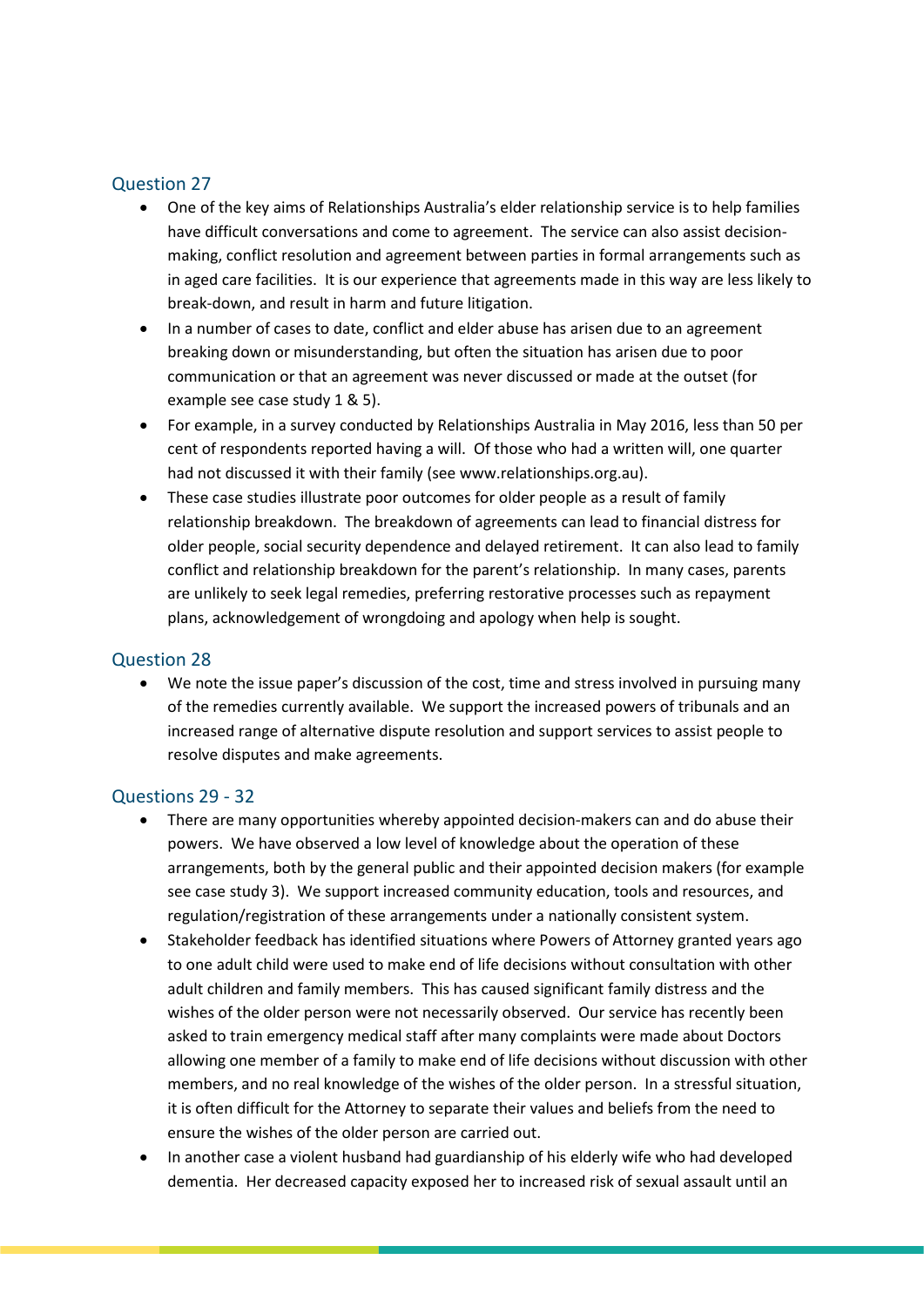## Question 27

- One of the key aims of Relationships Australia's elder relationship service is to help families have difficult conversations and come to agreement. The service can also assist decision-making, conflict resolution and agreement between parties in formal arrangements such as in aged care facilities. It is our experience that agreements made in this way are less likely to break-down, and result in harm and future litigation.
- In a number of cases to date, conflict and elder abuse has arisen due to an agreement breaking down or misunderstanding, but often the situation has arisen due to poor communication or that an agreement was never discussed or made at the outset (for example see case study 1 & 5).
- For example, in a survey conducted by Relationships Australia in May 2016, less than 50 per cent of respondents reported having a will. Of those who had a written will, one quarter had not discussed it with their family (see www.relationships.org.au).
- These case studies illustrate poor outcomes for older people as a result of family relationship breakdown. The breakdown of agreements can lead to financial distress for older people, social security dependence and delayed retirement. It can also lead to family conflict and relationship breakdown for the parent's relationship. In many cases, parents are unlikely to seek legal remedies, preferring restorative processes such as repayment plans, acknowledgement of wrongdoing and apology when help is sought.

## Question 28

- We note the issue paper's discussion of the cost, time and stress involved in pursuing many of the remedies currently available. We support the increased powers of tribunals and an increased range of alternative dispute resolution and support services to assist people to resolve disputes and make agreements.

## Questions 29 - 32

- There are many opportunities whereby appointed decision-makers can and do abuse their powers. We have observed a low level of knowledge about the operation of these arrangements, both by the general public and their appointed decision makers (for example see case study 3). We support increased community education, tools and resources, and regulation/registration of these arrangements under a nationally consistent system.
- Stakeholder feedback has identified situations where Powers of Attorney granted years ago to one adult child were used to make end of life decisions without consultation with other adult children and family members. This has caused significant family distress and the wishes of the older person were not necessarily observed. Our service has recently been asked to train emergency medical staff after many complaints were made about Doctors allowing one member of a family to make end of life decisions without discussion with other members, and no real knowledge of the wishes of the older person. In a stressful situation, it is often difficult for the Attorney to separate their values and beliefs from the need to ensure the wishes of the older person are carried out.
- In another case a violent husband had guardianship of his elderly wife who had developed dementia. Her decreased capacity exposed her to increased risk of sexual assault until an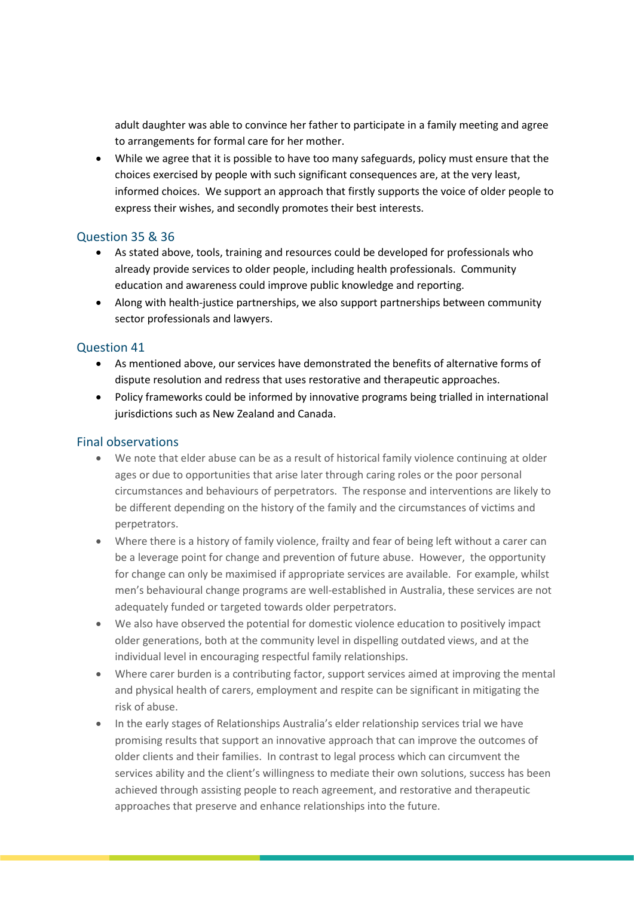adult daughter was able to convince her father to participate in a family meeting and agree to arrangements for formal care for her mother.

- While we agree that it is possible to have too many safeguards, policy must ensure that the choices exercised by people with such significant consequences are, at the very least, informed choices. We support an approach that firstly supports the voice of older people to express their wishes, and secondly promotes their best interests.

## Question 35 & 36

- As stated above, tools, training and resources could be developed for professionals who already provide services to older people, including health professionals. Community education and awareness could improve public knowledge and reporting.
- Along with health-justice partnerships, we also support partnerships between community sector professionals and lawyers.

## Question 41

- As mentioned above, our services have demonstrated the benefits of alternative forms of dispute resolution and redress that uses restorative and therapeutic approaches.
- Policy frameworks could be informed by innovative programs being trialled in international jurisdictions such as New Zealand and Canada.

## Final observations

- We note that elder abuse can be as a result of historical family violence continuing at older ages or due to opportunities that arise later through caring roles or the poor personal circumstances and behaviours of perpetrators. The response and interventions are likely to be different depending on the history of the family and the circumstances of victims and perpetrators.
- Where there is a history of family violence, frailty and fear of being left without a carer can be a leverage point for change and prevention of future abuse. However, the opportunity for change can only be maximised if appropriate services are available. For example, whilst men's behavioural change programs are well-established in Australia, these services are not adequately funded or targeted towards older perpetrators.
- We also have observed the potential for domestic violence education to positively impact older generations, both at the community level in dispelling outdated views, and at the individual level in encouraging respectful family relationships.
- Where carer burden is a contributing factor, support services aimed at improving the mental and physical health of carers, employment and respite can be significant in mitigating the risk of abuse.
- In the early stages of Relationships Australia's elder relationship services trial we have promising results that support an innovative approach that can improve the outcomes of older clients and their families. In contrast to legal process which can circumvent the services ability and the client's willingness to mediate their own solutions, success has been achieved through assisting people to reach agreement, and restorative and therapeutic approaches that preserve and enhance relationships into the future.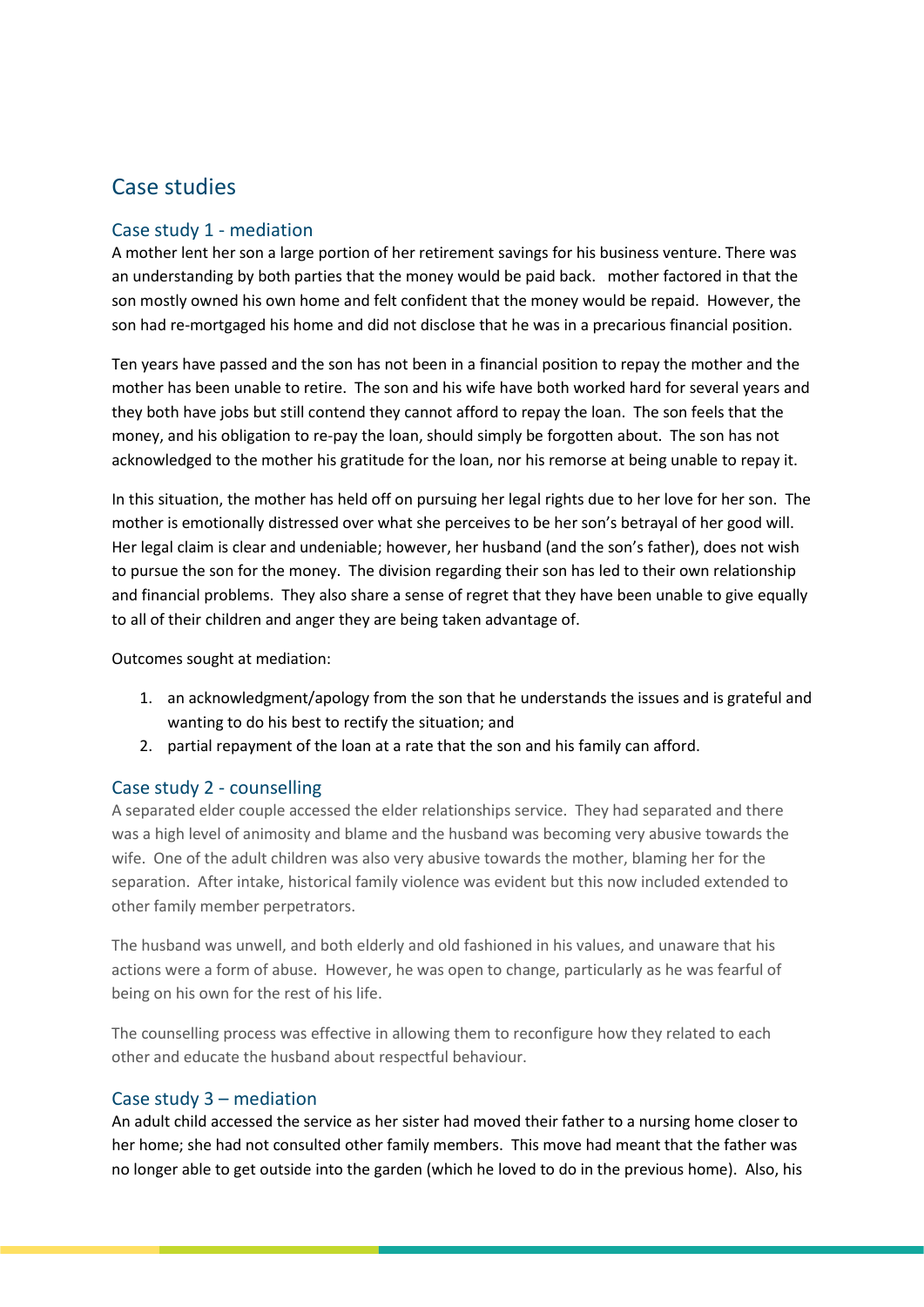## Case studies

### Case study 1 - mediation

A mother lent her son a large portion of her retirement savings for his business venture. There was an understanding by both parties that the money would be paid back. mother factored in that the son mostly owned his own home and felt confident that the money would be repaid. However, the son had re-mortgaged his home and did not disclose that he was in a precarious financial position.

Ten years have passed and the son has not been in a financial position to repay the mother and the mother has been unable to retire. The son and his wife have both worked hard for several years and they both have jobs but still contend they cannot afford to repay the loan. The son feels that the money, and his obligation to re-pay the loan, should simply be forgotten about. The son has not acknowledged to the mother his gratitude for the loan, nor his remorse at being unable to repay it.

In this situation, the mother has held off on pursuing her legal rights due to her love for her son. The mother is emotionally distressed over what she perceives to be her son's betrayal of her good will. Her legal claim is clear and undeniable; however, her husband (and the son's father), does not wish to pursue the son for the money. The division regarding their son has led to their own relationship and financial problems. They also share a sense of regret that they have been unable to give equally to all of their children and anger they are being taken advantage of.

Outcomes sought at mediation:

1. an acknowledgment/apology from the son that he understands the issues and is grateful and wanting to do his best to rectify the situation; and
2. partial repayment of the loan at a rate that the son and his family can afford.

### Case study 2 - counselling

A separated elder couple accessed the elder relationships service. They had separated and there was a high level of animosity and blame and the husband was becoming very abusive towards the wife. One of the adult children was also very abusive towards the mother, blaming her for the separation. After intake, historical family violence was evident but this now included extended to other family member perpetrators.

The husband was unwell, and both elderly and old fashioned in his values, and unaware that his actions were a form of abuse. However, he was open to change, particularly as he was fearful of being on his own for the rest of his life.

The counselling process was effective in allowing them to reconfigure how they related to each other and educate the husband about respectful behaviour.

### Case study 3 – mediation

An adult child accessed the service as her sister had moved their father to a nursing home closer to her home; she had not consulted other family members. This move had meant that the father was no longer able to get outside into the garden (which he loved to do in the previous home). Also, his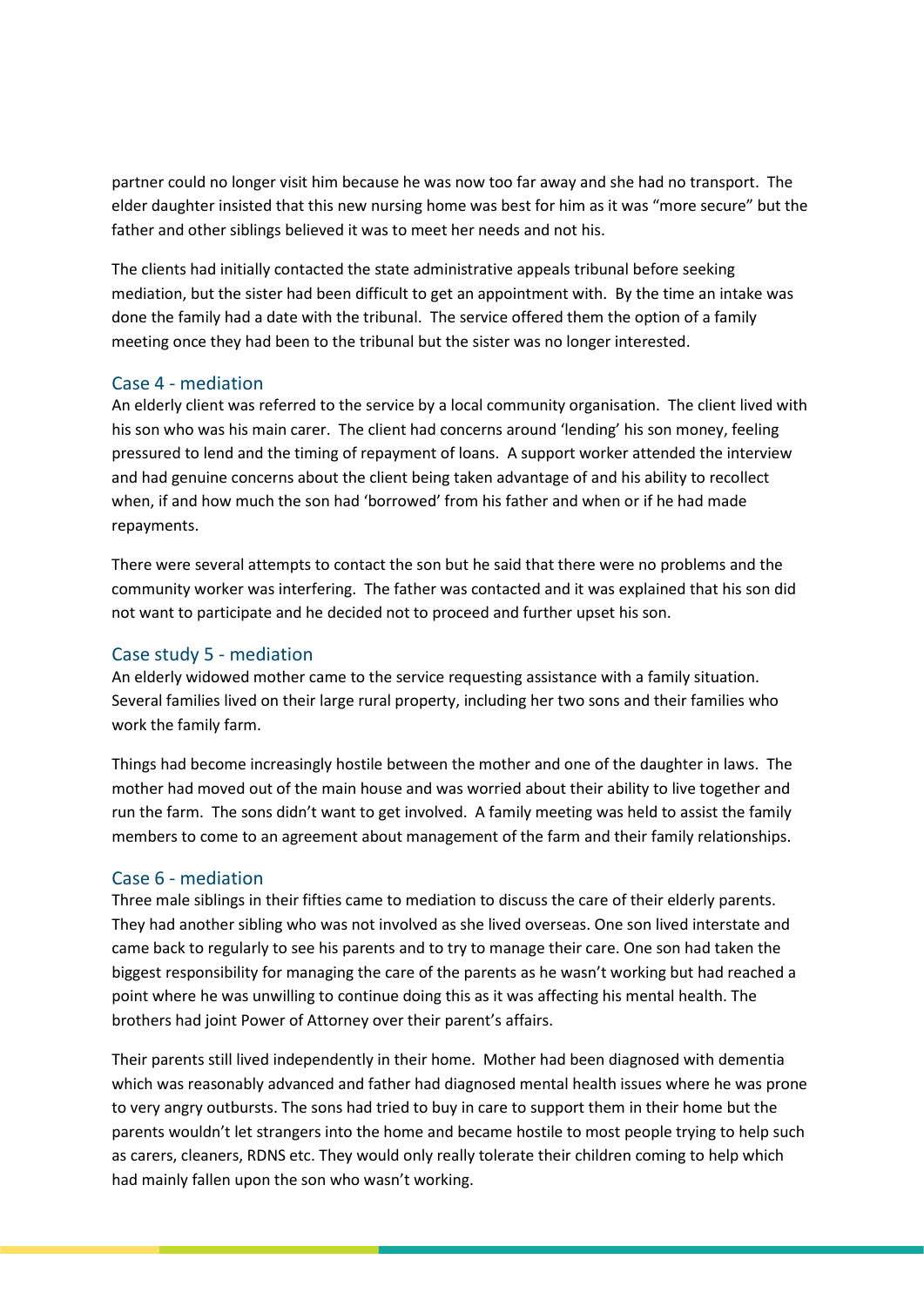partner could no longer visit him because he was now too far away and she had no transport. The elder daughter insisted that this new nursing home was best for him as it was "more secure" but the father and other siblings believed it was to meet her needs and not his.

The clients had initially contacted the state administrative appeals tribunal before seeking mediation, but the sister had been difficult to get an appointment with. By the time an intake was done the family had a date with the tribunal. The service offered them the option of a family meeting once they had been to the tribunal but the sister was no longer interested.

### Case 4 - mediation

An elderly client was referred to the service by a local community organisation. The client lived with his son who was his main carer. The client had concerns around 'lending' his son money, feeling pressured to lend and the timing of repayment of loans. A support worker attended the interview and had genuine concerns about the client being taken advantage of and his ability to recollect when, if and how much the son had 'borrowed' from his father and when or if he had made repayments.

There were several attempts to contact the son but he said that there were no problems and the community worker was interfering. The father was contacted and it was explained that his son did not want to participate and he decided not to proceed and further upset his son.

### Case study 5 - mediation

An elderly widowed mother came to the service requesting assistance with a family situation. Several families lived on their large rural property, including her two sons and their families who work the family farm.

Things had become increasingly hostile between the mother and one of the daughter in laws. The mother had moved out of the main house and was worried about their ability to live together and run the farm. The sons didn't want to get involved. A family meeting was held to assist the family members to come to an agreement about management of the farm and their family relationships.

### Case 6 - mediation

Three male siblings in their fifties came to mediation to discuss the care of their elderly parents. They had another sibling who was not involved as she lived overseas. One son lived interstate and came back to regularly to see his parents and to try to manage their care. One son had taken the biggest responsibility for managing the care of the parents as he wasn't working but had reached a point where he was unwilling to continue doing this as it was affecting his mental health. The brothers had joint Power of Attorney over their parent's affairs.

Their parents still lived independently in their home. Mother had been diagnosed with dementia which was reasonably advanced and father had diagnosed mental health issues where he was prone to very angry outbursts. The sons had tried to buy in care to support them in their home but the parents wouldn't let strangers into the home and became hostile to most people trying to help such as carers, cleaners, RDNS etc. They would only really tolerate their children coming to help which had mainly fallen upon the son who wasn't working.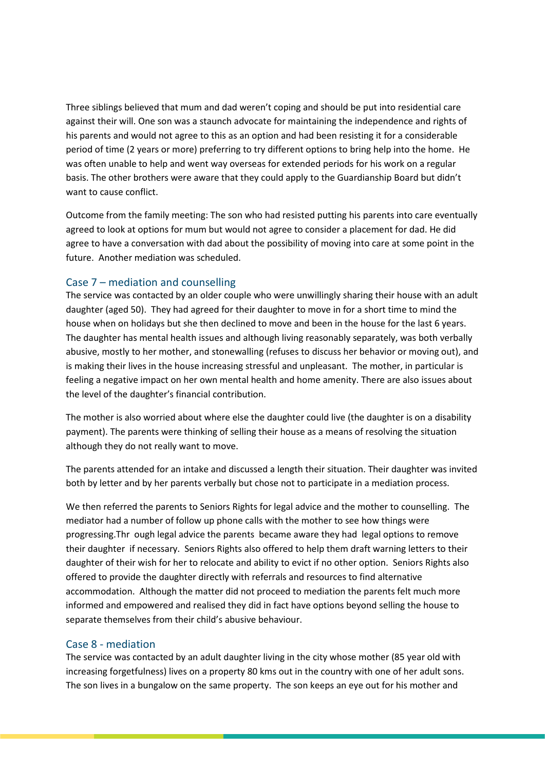Three siblings believed that mum and dad weren't coping and should be put into residential care against their will. One son was a staunch advocate for maintaining the independence and rights of his parents and would not agree to this as an option and had been resisting it for a considerable period of time (2 years or more) preferring to try different options to bring help into the home. He was often unable to help and went way overseas for extended periods for his work on a regular basis. The other brothers were aware that they could apply to the Guardianship Board but didn't want to cause conflict.

Outcome from the family meeting: The son who had resisted putting his parents into care eventually agreed to look at options for mum but would not agree to consider a placement for dad. He did agree to have a conversation with dad about the possibility of moving into care at some point in the future. Another mediation was scheduled.

## Case 7 – mediation and counselling

The service was contacted by an older couple who were unwillingly sharing their house with an adult daughter (aged 50). They had agreed for their daughter to move in for a short time to mind the house when on holidays but she then declined to move and been in the house for the last 6 years. The daughter has mental health issues and although living reasonably separately, was both verbally abusive, mostly to her mother, and stonewalling (refuses to discuss her behavior or moving out), and is making their lives in the house increasing stressful and unpleasant. The mother, in particular is feeling a negative impact on her own mental health and home amenity. There are also issues about the level of the daughter's financial contribution.

The mother is also worried about where else the daughter could live (the daughter is on a disability payment). The parents were thinking of selling their house as a means of resolving the situation although they do not really want to move.

The parents attended for an intake and discussed a length their situation. Their daughter was invited both by letter and by her parents verbally but chose not to participate in a mediation process.

We then referred the parents to Seniors Rights for legal advice and the mother to counselling. The mediator had a number of follow up phone calls with the mother to see how things were progressing.Thr ough legal advice the parents became aware they had legal options to remove their daughter if necessary. Seniors Rights also offered to help them draft warning letters to their daughter of their wish for her to relocate and ability to evict if no other option. Seniors Rights also offered to provide the daughter directly with referrals and resources to find alternative accommodation. Although the matter did not proceed to mediation the parents felt much more informed and empowered and realised they did in fact have options beyond selling the house to separate themselves from their child's abusive behaviour.

## Case 8 - mediation

The service was contacted by an adult daughter living in the city whose mother (85 year old with increasing forgetfulness) lives on a property 80 kms out in the country with one of her adult sons. The son lives in a bungalow on the same property. The son keeps an eye out for his mother and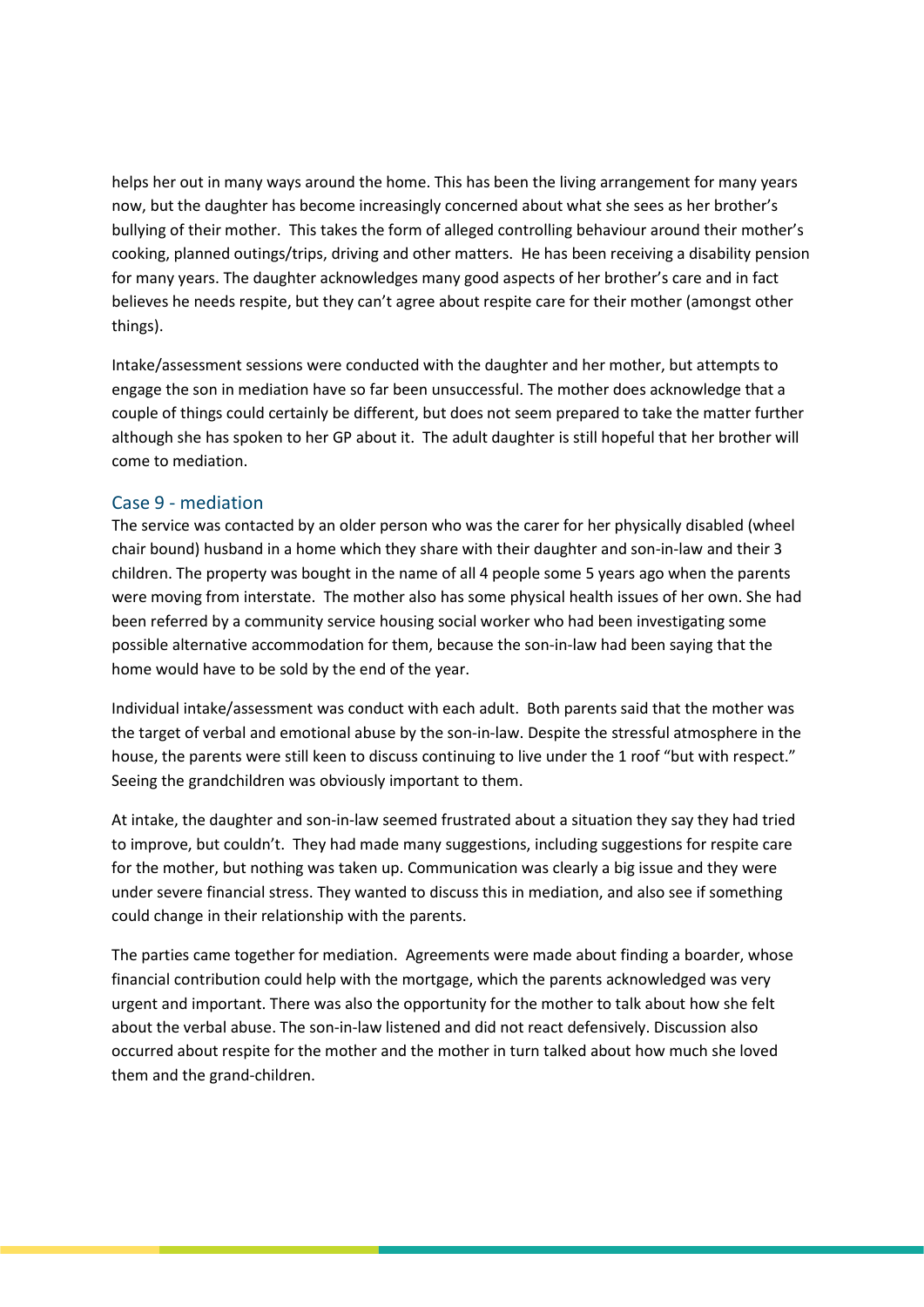helps her out in many ways around the home. This has been the living arrangement for many years now, but the daughter has become increasingly concerned about what she sees as her brother's bullying of their mother. This takes the form of alleged controlling behaviour around their mother's cooking, planned outings/trips, driving and other matters. He has been receiving a disability pension for many years. The daughter acknowledges many good aspects of her brother's care and in fact believes he needs respite, but they can't agree about respite care for their mother (amongst other things).

Intake/assessment sessions were conducted with the daughter and her mother, but attempts to engage the son in mediation have so far been unsuccessful. The mother does acknowledge that a couple of things could certainly be different, but does not seem prepared to take the matter further although she has spoken to her GP about it. The adult daughter is still hopeful that her brother will come to mediation.

## Case 9 - mediation

The service was contacted by an older person who was the carer for her physically disabled (wheel chair bound) husband in a home which they share with their daughter and son-in-law and their 3 children. The property was bought in the name of all 4 people some 5 years ago when the parents were moving from interstate. The mother also has some physical health issues of her own. She had been referred by a community service housing social worker who had been investigating some possible alternative accommodation for them, because the son-in-law had been saying that the home would have to be sold by the end of the year.

Individual intake/assessment was conduct with each adult. Both parents said that the mother was the target of verbal and emotional abuse by the son-in-law. Despite the stressful atmosphere in the house, the parents were still keen to discuss continuing to live under the 1 roof "but with respect." Seeing the grandchildren was obviously important to them.

At intake, the daughter and son-in-law seemed frustrated about a situation they say they had tried to improve, but couldn't. They had made many suggestions, including suggestions for respite care for the mother, but nothing was taken up. Communication was clearly a big issue and they were under severe financial stress. They wanted to discuss this in mediation, and also see if something could change in their relationship with the parents.

The parties came together for mediation. Agreements were made about finding a boarder, whose financial contribution could help with the mortgage, which the parents acknowledged was very urgent and important. There was also the opportunity for the mother to talk about how she felt about the verbal abuse. The son-in-law listened and did not react defensively. Discussion also occurred about respite for the mother and the mother in turn talked about how much she loved them and the grand-children.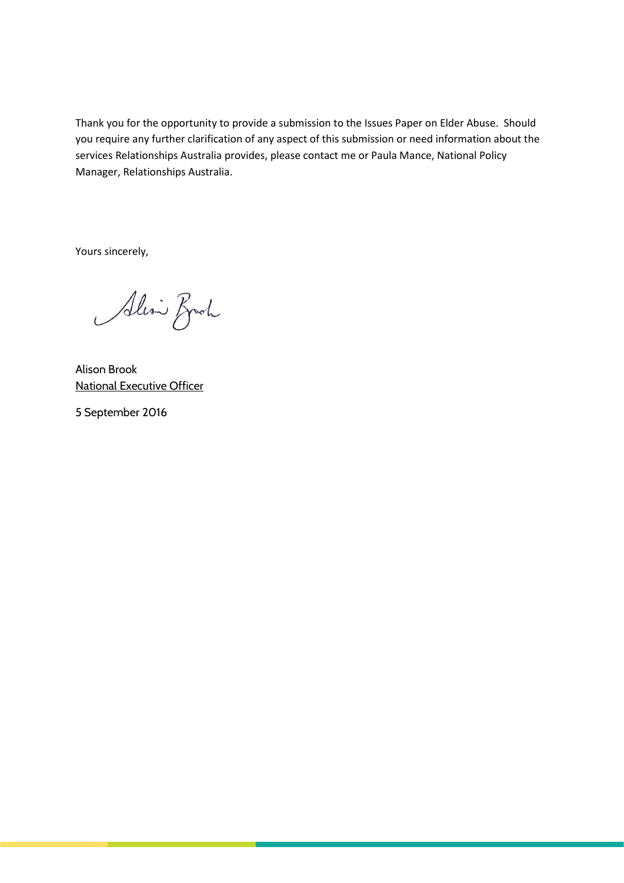Thank you for the opportunity to provide a submission to the Issues Paper on Elder Abuse. Should you require any further clarification of any aspect of this submission or need information about the services Relationships Australia provides, please contact me or Paula Mance, National Policy Manager, Relationships Australia.

Yours sincerely,

Alison Brook
National Executive Officer

5 September 2016